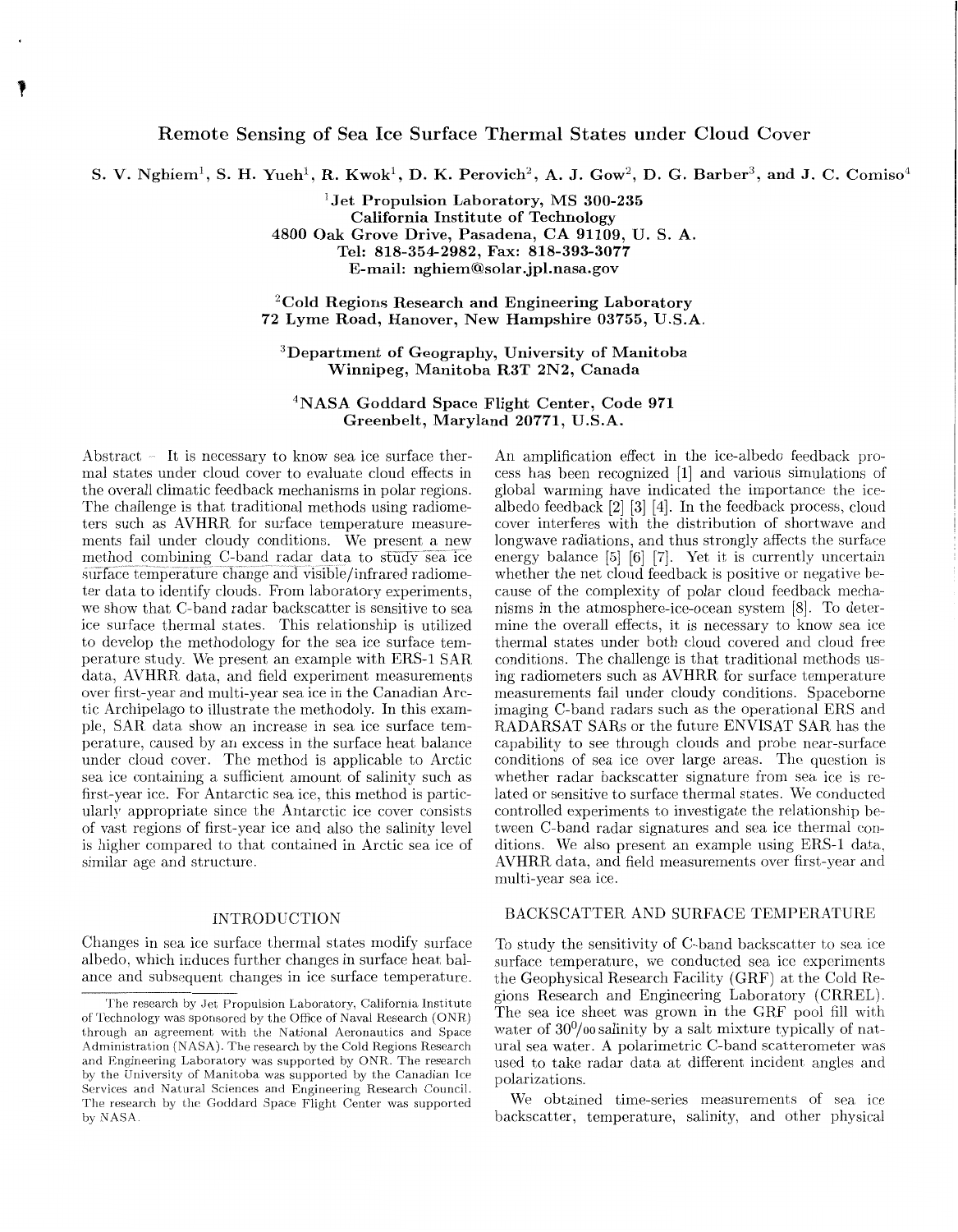# Remote Sensing of Sea Ice Surface Thermal States under Cloud Cover

S. V. Nghiem[1], S. H. Yueh[1], R. Kwok[1], D. K. Perovich[2], A. J. Gow[2], D. G. Barber[3], and J. C. Comiso[4]

[1]Jet Propulsion Laboratory, MS 300-235
California Institute of Technology
4800 Oak Grove Drive, Pasadena, CA 91109, U. S. A.
Tel: 818-354-2982, Fax: 818-393-3077
E-mail: nghiem@solar.jpl.nasa.gov

[2]Cold Regions Research and Engineering Laboratory
72 Lyme Road, Hanover, New Hampshire 03755, U.S.A.

[3]Department of Geography, University of Manitoba
Winnipeg, Manitoba R3T 2N2, Canada

[4]NASA Goddard Space Flight Center, Code 971
Greenbelt, Maryland 20771, U.S.A.

Abstract – It is necessary to know sea ice surface thermal states under cloud cover to evaluate cloud effects in the overall climatic feedback mechanisms in polar regions. The challenge is that traditional methods using radiometers such as AVHRR for surface temperature measurements fail under cloudy conditions. We present a new method combining C-band radar data to study sea ice surface temperature change and visible/infrared radiometer data to identify clouds. From laboratory experiments, we show that C-band radar backscatter is sensitive to sea ice surface thermal states. This relationship is utilized to develop the methodology for the sea ice surface temperature study. We present an example with ERS-1 SAR data, AVHRR data, and field experiment measurements over first-year and multi-year sea ice in the Canadian Arctic Archipelago to illustrate the methodoly. In this example, SAR data show an increase in sea ice surface temperature, caused by an excess in the surface heat balance under cloud cover. The method is applicable to Arctic sea ice containing a sufficient amount of salinity such as first-year ice. For Antarctic sea ice, this method is particularly appropriate since the Antarctic ice cover consists of vast regions of first-year ice and also the salinity level is higher compared to that contained in Arctic sea ice of similar age and structure.

## INTRODUCTION

Changes in sea ice surface thermal states modify surface albedo, which induces further changes in surface heat balance and subsequent changes in ice surface temperature. An amplification effect in the ice-albedo feedback process has been recognized [1] and various simulations of global warming have indicated the importance the ice-albedo feedback [2] [3] [4]. In the feedback process, cloud cover interferes with the distribution of shortwave and longwave radiations, and thus strongly affects the surface energy balance [5] [6] [7]. Yet it is currently uncertain whether the net cloud feedback is positive or negative because of the complexity of polar cloud feedback mechanisms in the atmosphere-ice-ocean system [8]. To determine the overall effects, it is necessary to know sea ice thermal states under both cloud covered and cloud free conditions. The challenge is that traditional methods using radiometers such as AVHRR for surface temperature measurements fail under cloudy conditions. Spaceborne imaging C-band radars such as the operational ERS and RADARSAT SARs or the future ENVISAT SAR has the capability to see through clouds and probe near-surface conditions of sea ice over large areas. The question is whether radar backscatter signature from sea ice is related or sensitive to surface thermal states. We conducted controlled experiments to investigate the relationship between C-band radar signatures and sea ice thermal conditions. We also present an example using ERS-1 data, AVHRR data, and field measurements over first-year and multi-year sea ice.

## BACKSCATTER AND SURFACE TEMPERATURE

To study the sensitivity of C-band backscatter to sea ice surface temperature, we conducted sea ice experiments the Geophysical Research Facility (GRF) at the Cold Regions Research and Engineering Laboratory (CRREL). The sea ice sheet was grown in the GRF pool fill with water of $30^0/_{00}$ salinity by a salt mixture typically of natural sea water. A polarimetric C-band scatterometer was used to take radar data at different incident angles and polarizations.

We obtained time-series measurements of sea ice backscatter, temperature, salinity, and other physical

The research by Jet Propulsion Laboratory, California Institute of Technology was sponsored by the Office of Naval Research (ONR) through an agreement with the National Aeronautics and Space Administration (NASA). The research by the Cold Regions Research and Engineering Laboratory was supported by ONR. The research by the University of Manitoba was supported by the Canadian Ice Services and Natural Sciences and Engineering Research Council. The research by the Goddard Space Flight Center was supported by NASA.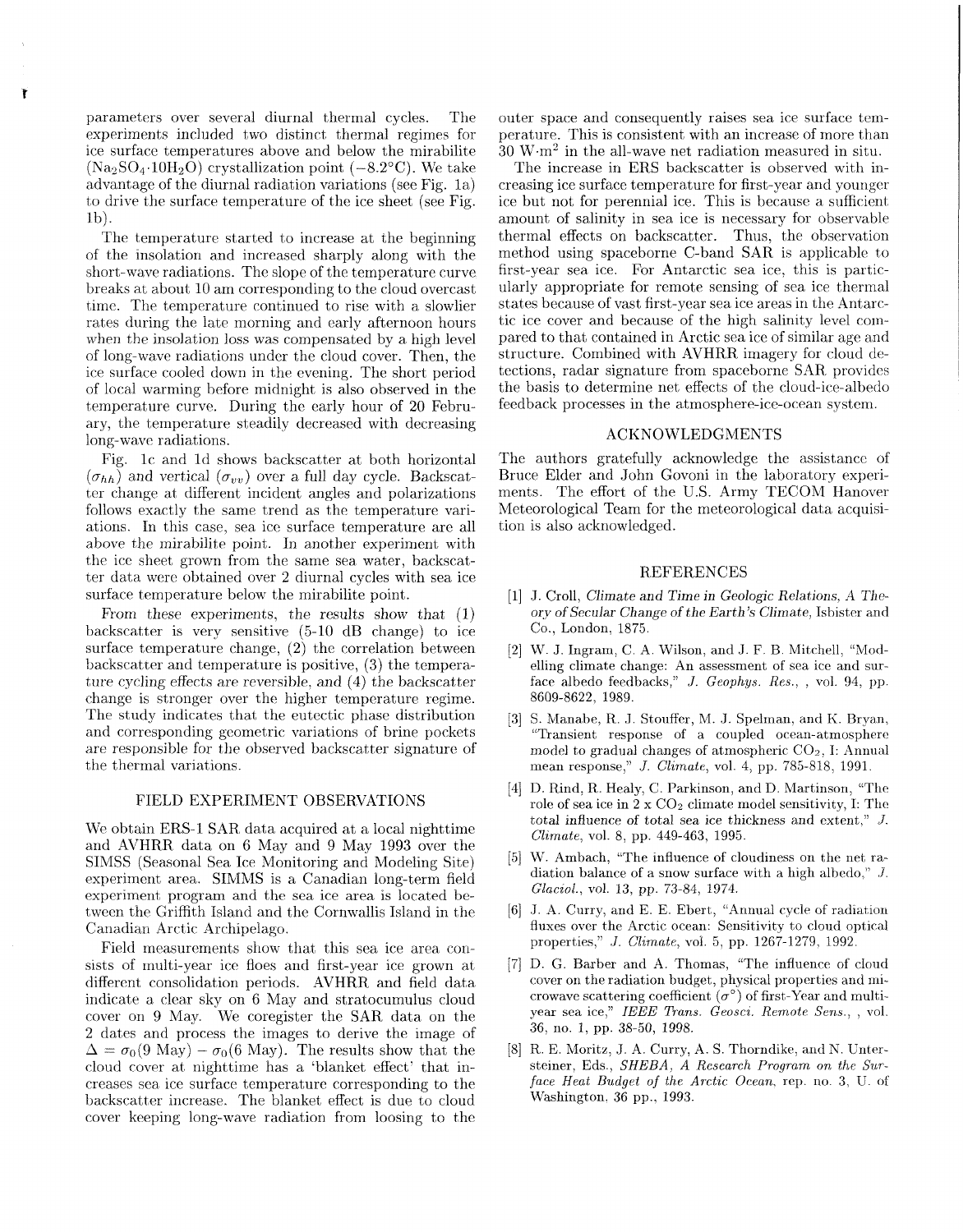parameters over several diurnal thermal cycles. The experiments included two distinct thermal regimes for ice surface temperatures above and below the mirabilite ($Na_2SO_4 \cdot 10H_2O$) crystallization point (−8.2°C). We take advantage of the diurnal radiation variations (see Fig. 1a) to drive the surface temperature of the ice sheet (see Fig. 1b).

The temperature started to increase at the beginning of the insolation and increased sharply along with the short-wave radiations. The slope of the temperature curve breaks at about 10 am corresponding to the cloud overcast time. The temperature continued to rise with a slowlier rates during the late morning and early afternoon hours when the insolation loss was compensated by a high level of long-wave radiations under the cloud cover. Then, the ice surface cooled down in the evening. The short period of local warming before midnight is also observed in the temperature curve. During the early hour of 20 February, the temperature steadily decreased with decreasing long-wave radiations.

Fig. 1c and 1d shows backscatter at both horizontal ($\sigma_{hh}$) and vertical ($\sigma_{vv}$) over a full day cycle. Backscatter change at different incident angles and polarizations follows exactly the same trend as the temperature variations. In this case, sea ice surface temperature are all above the mirabilite point. In another experiment with the ice sheet grown from the same sea water, backscatter data were obtained over 2 diurnal cycles with sea ice surface temperature below the mirabilite point.

From these experiments, the results show that (1) backscatter is very sensitive (5-10 dB change) to ice surface temperature change, (2) the correlation between backscatter and temperature is positive, (3) the temperature cycling effects are reversible, and (4) the backscatter change is stronger over the higher temperature regime. The study indicates that the eutectic phase distribution and corresponding geometric variations of brine pockets are responsible for the observed backscatter signature of the thermal variations.

## FIELD EXPERIMENT OBSERVATIONS

We obtain ERS-1 SAR data acquired at a local nighttime and AVHRR data on 6 May and 9 May 1993 over the SIMSS (Seasonal Sea Ice Monitoring and Modeling Site) experiment area. SIMMS is a Canadian long-term field experiment program and the sea ice area is located between the Griffith Island and the Cornwallis Island in the Canadian Arctic Archipelago.

Field measurements show that this sea ice area consists of multi-year ice floes and first-year ice grown at different consolidation periods. AVHRR and field data indicate a clear sky on 6 May and stratocumulus cloud cover on 9 May. We coregister the SAR data on the 2 dates and process the images to derive the image of $\Delta = \sigma_0(9 \text{ May}) - \sigma_0(6 \text{ May})$. The results show that the cloud cover at nighttime has a 'blanket effect' that increases sea ice surface temperature corresponding to the backscatter increase. The blanket effect is due to cloud cover keeping long-wave radiation from loosing to the outer space and consequently raises sea ice surface temperature. This is consistent with an increase of more than 30 $W \cdot m^2$ in the all-wave net radiation measured in situ.

The increase in ERS backscatter is observed with increasing ice surface temperature for first-year and younger ice but not for perennial ice. This is because a sufficient amount of salinity in sea ice is necessary for observable thermal effects on backscatter. Thus, the observation method using spaceborne C-band SAR is applicable to first-year sea ice. For Antarctic sea ice, this is particularly appropriate for remote sensing of sea ice thermal states because of vast first-year sea ice areas in the Antarctic ice cover and because of the high salinity level compared to that contained in Arctic sea ice of similar age and structure. Combined with AVHRR imagery for cloud detections, radar signature from spaceborne SAR provides the basis to determine net effects of the cloud-ice-albedo feedback processes in the atmosphere-ice-ocean system.

## ACKNOWLEDGMENTS

The authors gratefully acknowledge the assistance of Bruce Elder and John Govoni in the laboratory experiments. The effort of the U.S. Army TECOM Hanover Meteorological Team for the meteorological data acquisition is also acknowledged.

## REFERENCES

[1] J. Croll, *Climate and Time in Geologic Relations, A Theory of Secular Change of the Earth's Climate*, Isbister and Co., London, 1875.

[2] W. J. Ingram, C. A. Wilson, and J. F. B. Mitchell, "Modelling climate change: An assessment of sea ice and surface albedo feedbacks," *J. Geophys. Res.*, , vol. 94, pp. 8609-8622, 1989.

[3] S. Manabe, R. J. Stouffer, M. J. Spelman, and K. Bryan, "Transient response of a coupled ocean-atmosphere model to gradual changes of atmospheric $CO_2$, I: Annual mean response," *J. Climate*, vol. 4, pp. 785-818, 1991.

[4] D. Rind, R. Healy, C. Parkinson, and D. Martinson, "The role of sea ice in 2 x $CO_2$ climate model sensitivity, I: The total influence of total sea ice thickness and extent," *J. Climate*, vol. 8, pp. 449-463, 1995.

[5] W. Ambach, "The influence of cloudiness on the net radiation balance of a snow surface with a high albedo," *J. Glaciol.*, vol. 13, pp. 73-84, 1974.

[6] J. A. Curry, and E. E. Ebert, "Annual cycle of radiation fluxes over the Arctic ocean: Sensitivity to cloud optical properties," *J. Climate*, vol. 5, pp. 1267-1279, 1992.

[7] D. G. Barber and A. Thomas, "The influence of cloud cover on the radiation budget, physical properties and microwave scattering coefficient ($\sigma^\circ$) of first-Year and multiyear sea ice," *IEEE Trans. Geosci. Remote Sens.*, , vol. 36, no. 1, pp. 38-50, 1998.

[8] R. E. Moritz, J. A. Curry, A. S. Thorndike, and N. Untersteiner, Eds., *SHEBA, A Research Program on the Surface Heat Budget of the Arctic Ocean*, rep. no. 3, U. of Washington, 36 pp., 1993.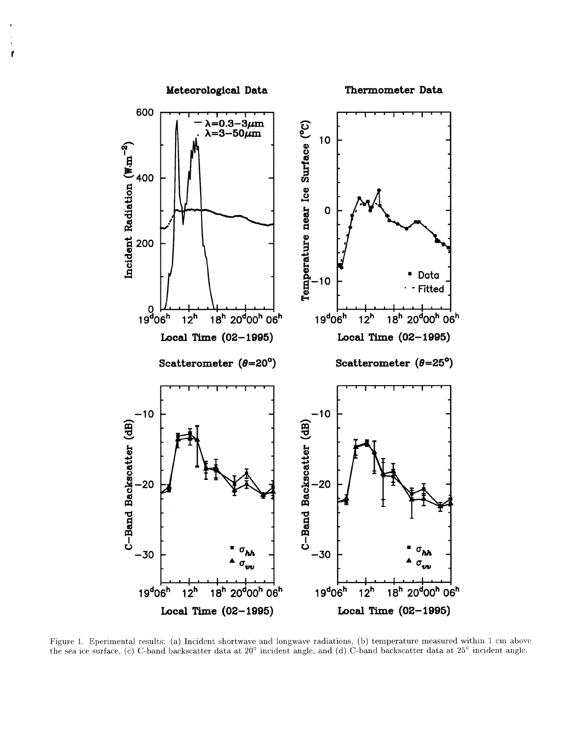**Meteorological Data**

600

400

200

0

Incident Radiation ($W.m^{-2}$)

— $\lambda$=0.3–3$\mu$m

· $\lambda$=3–50$\mu$m

$19^d06^h$ $12^h$ $18^h$ $20^d00^h$ $06^h$

Local Time (02–1995)

**Thermometer Data**

10

0

−10

Temperature near Ice Surface (°C)

• Data

· - Fitted

$19^d06^h$ $12^h$ $18^h$ $20^d00^h$ $06^h$

Local Time (02–1995)

**Scatterometer ($\theta$=20°)**

−10

−20

−30

C-Band Backscatter (dB)

■ $\sigma_{hh}$

▲ $\sigma_{vv}$

$19^d06^h$ $12^h$ $18^h$ $20^d00^h$ $06^h$

Local Time (02–1995)

**Scatterometer ($\theta$=25°)**

−10

−20

−30

C-Band Backscatter (dB)

■ $\sigma_{hh}$

▲ $\sigma_{vv}$

$19^d06^h$ $12^h$ $18^h$ $20^d00^h$ $06^h$

Local Time (02–1995)

Figure 1. Eperimental results: (a) Incident shortwave and longwave radiations, (b) temperature measured within 1 cm above the sea ice surface, (c) C-band backscatter data at 20° incident angle, and (d) C-band backscatter data at 25° incident angle.